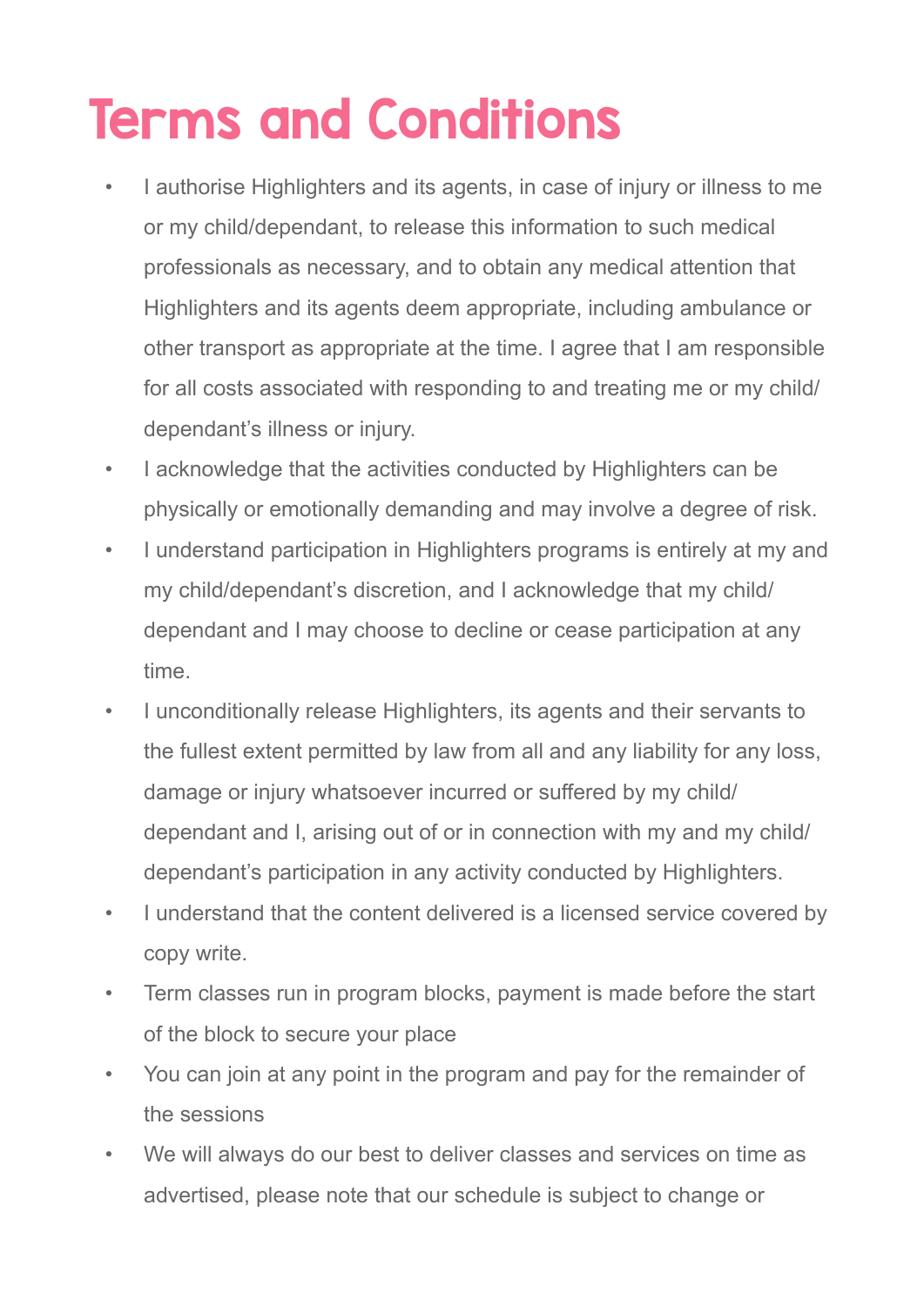# Terms and Conditions

- I authorise Highlighters and its agents, in case of injury or illness to me or my child/dependant, to release this information to such medical professionals as necessary, and to obtain any medical attention that Highlighters and its agents deem appropriate, including ambulance or other transport as appropriate at the time. I agree that I am responsible for all costs associated with responding to and treating me or my child/dependant's illness or injury.
- I acknowledge that the activities conducted by Highlighters can be physically or emotionally demanding and may involve a degree of risk.
- I understand participation in Highlighters programs is entirely at my and my child/dependant's discretion, and I acknowledge that my child/dependant and I may choose to decline or cease participation at any time.
- I unconditionally release Highlighters, its agents and their servants to the fullest extent permitted by law from all and any liability for any loss, damage or injury whatsoever incurred or suffered by my child/dependant and I, arising out of or in connection with my and my child/dependant's participation in any activity conducted by Highlighters.
- I understand that the content delivered is a licensed service covered by copy write.
- Term classes run in program blocks, payment is made before the start of the block to secure your place
- You can join at any point in the program and pay for the remainder of the sessions
- We will always do our best to deliver classes and services on time as advertised, please note that our schedule is subject to change or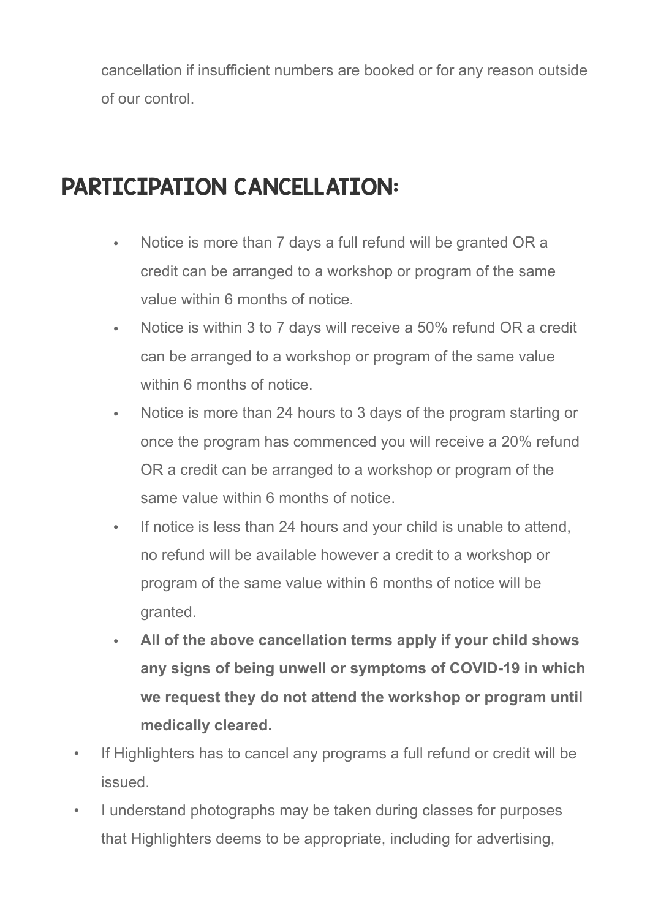cancellation if insufficient numbers are booked or for any reason outside of our control.

## PARTICIPATION CANCELLATION:

- Notice is more than 7 days a full refund will be granted OR a credit can be arranged to a workshop or program of the same value within 6 months of notice.
- Notice is within 3 to 7 days will receive a 50% refund OR a credit can be arranged to a workshop or program of the same value within 6 months of notice.
- Notice is more than 24 hours to 3 days of the program starting or once the program has commenced you will receive a 20% refund OR a credit can be arranged to a workshop or program of the same value within 6 months of notice.
- If notice is less than 24 hours and your child is unable to attend, no refund will be available however a credit to a workshop or program of the same value within 6 months of notice will be granted.
- **All of the above cancellation terms apply if your child shows any signs of being unwell or symptoms of COVID-19 in which we request they do not attend the workshop or program until medically cleared.**

- If Highlighters has to cancel any programs a full refund or credit will be issued.
- I understand photographs may be taken during classes for purposes that Highlighters deems to be appropriate, including for advertising,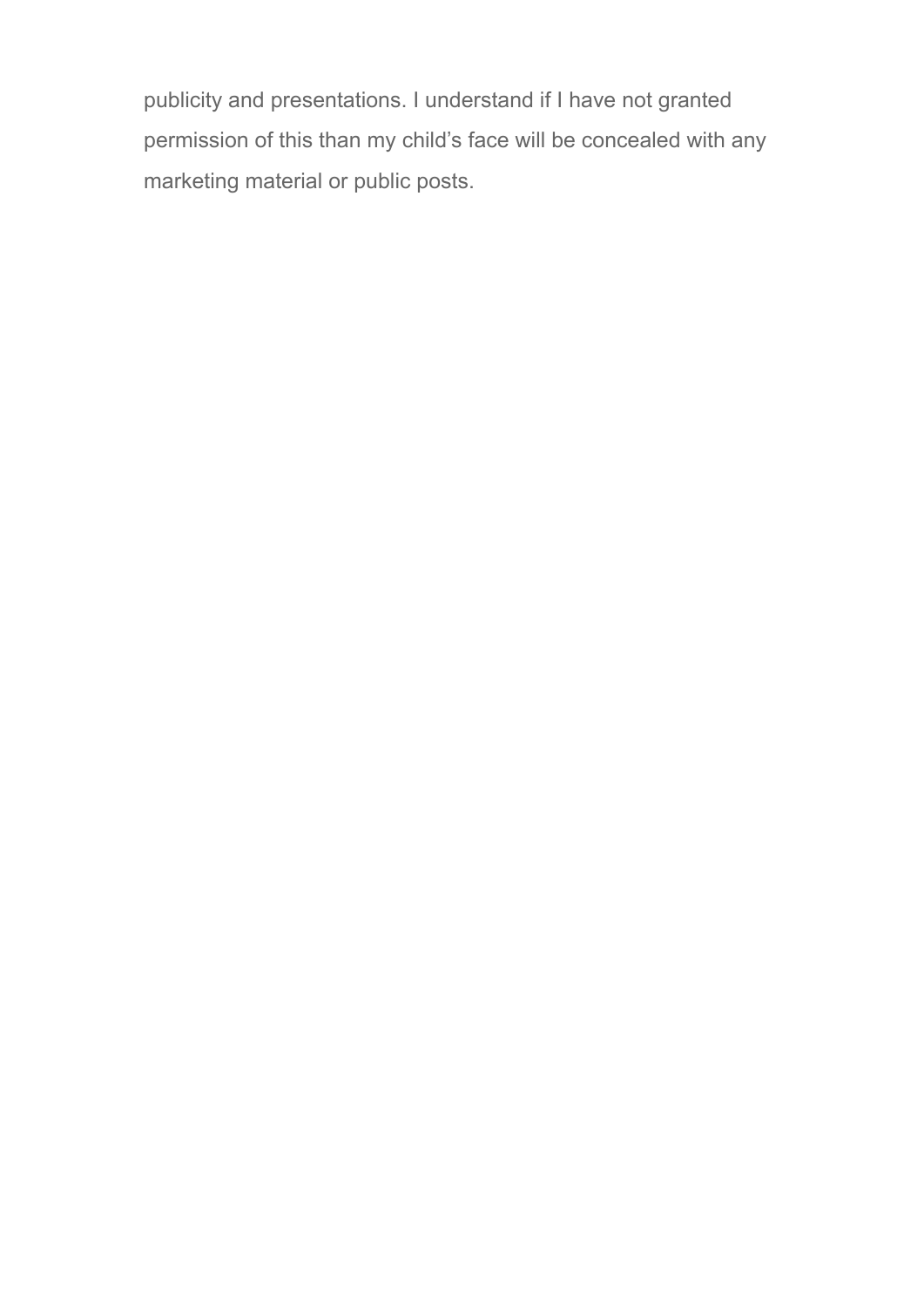publicity and presentations. I understand if I have not granted permission of this than my child’s face will be concealed with any marketing material or public posts.